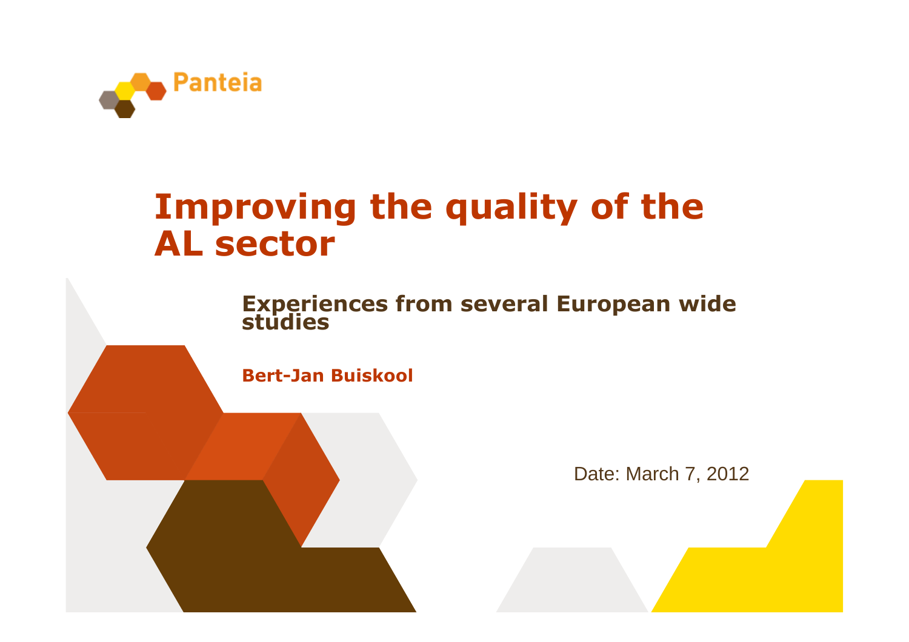Panteia

# Improving the quality of the AL sector

## Experiences from several European wide studies

**Bert-Jan Buiskool**

Date: March 7, 2012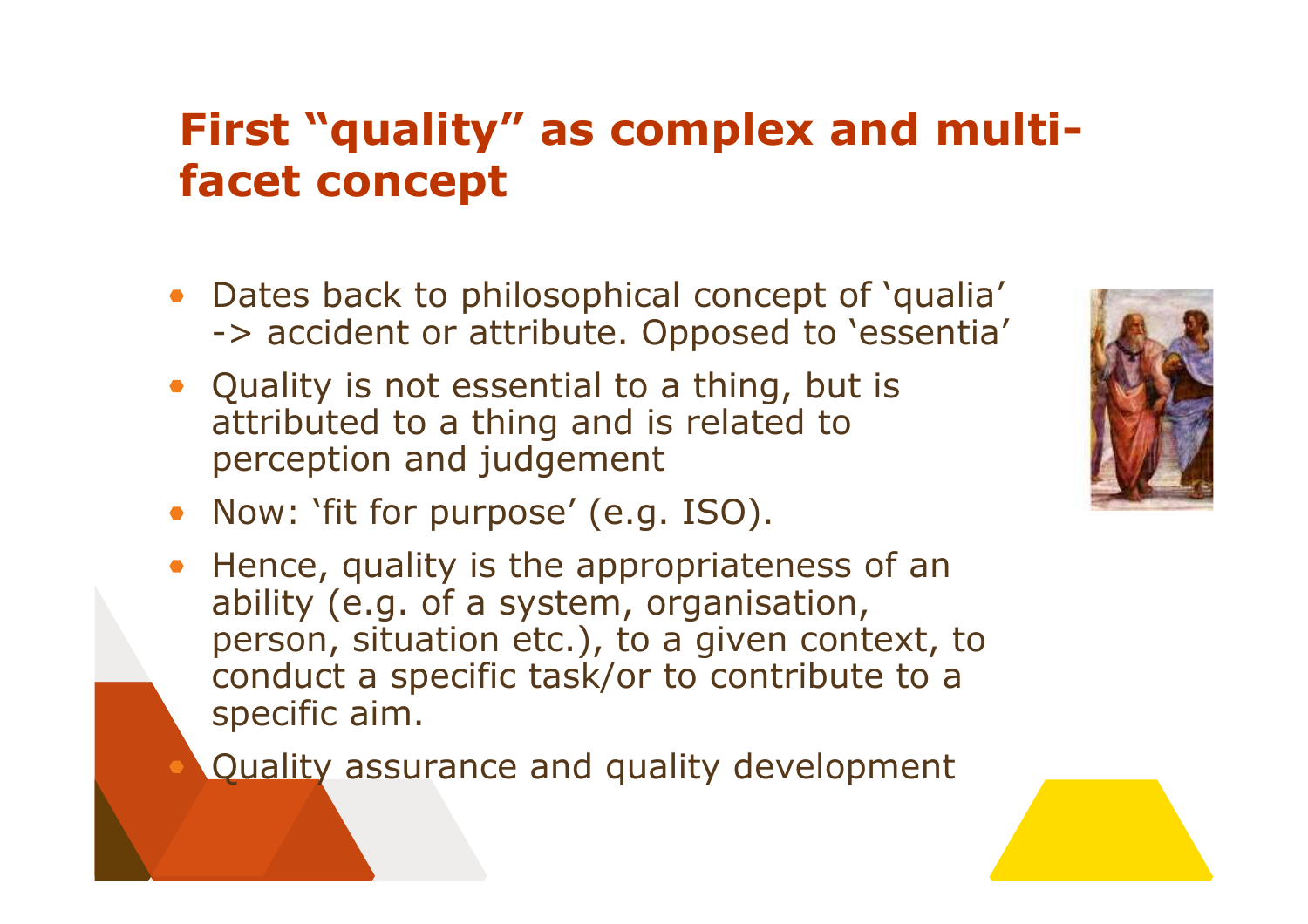# First "quality" as complex and multi-facet concept

- Dates back to philosophical concept of 'qualia' -> accident or attribute. Opposed to 'essentia'
- Quality is not essential to a thing, but is attributed to a thing and is related to perception and judgement
- Now: 'fit for purpose' (e.g. ISO).
- Hence, quality is the appropriateness of an ability (e.g. of a system, organisation, person, situation etc.), to a given context, to conduct a specific task/or to contribute to a specific aim.
- Quality assurance and quality development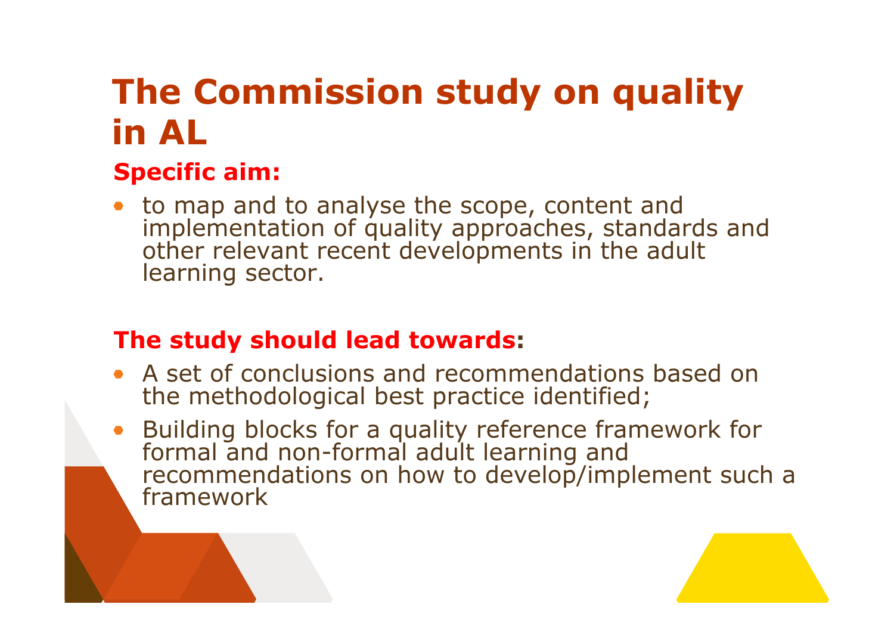# The Commission study on quality in AL

**Specific aim:**

- to map and to analyse the scope, content and implementation of quality approaches, standards and other relevant recent developments in the adult learning sector.

**The study should lead towards:**

- A set of conclusions and recommendations based on the methodological best practice identified;
- Building blocks for a quality reference framework for formal and non-formal adult learning and recommendations on how to develop/implement such a framework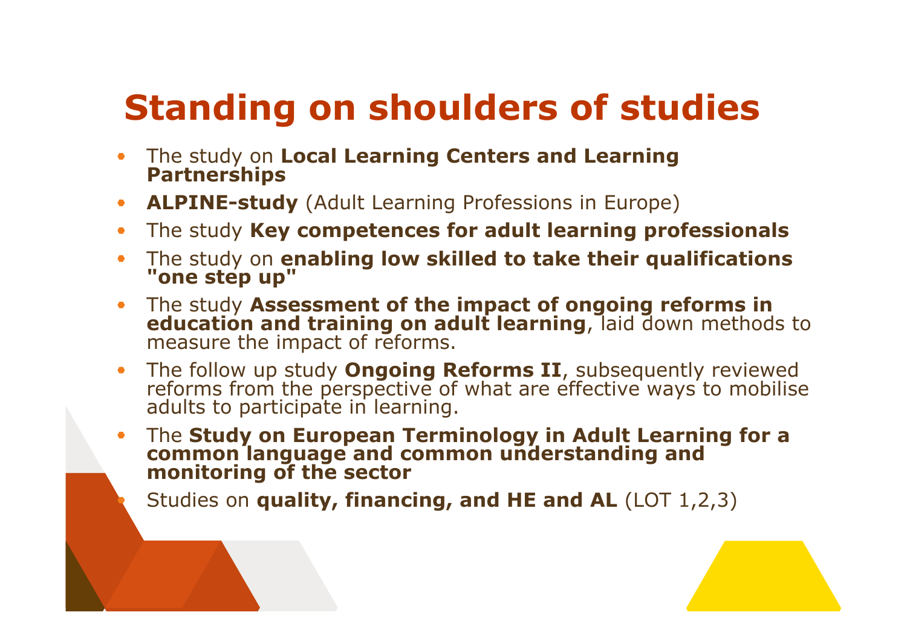# Standing on shoulders of studies

- The study on **Local Learning Centers and Learning Partnerships**
- **ALPINE-study** (Adult Learning Professions in Europe)
- The study **Key competences for adult learning professionals**
- The study on **enabling low skilled to take their qualifications "one step up"**
- The study **Assessment of the impact of ongoing reforms in education and training on adult learning**, laid down methods to measure the impact of reforms.
- The follow up study **Ongoing Reforms II**, subsequently reviewed reforms from the perspective of what are effective ways to mobilise adults to participate in learning.
- The **Study on European Terminology in Adult Learning for a common language and common understanding and monitoring of the sector**
- Studies on **quality, financing, and HE and AL** (LOT 1,2,3)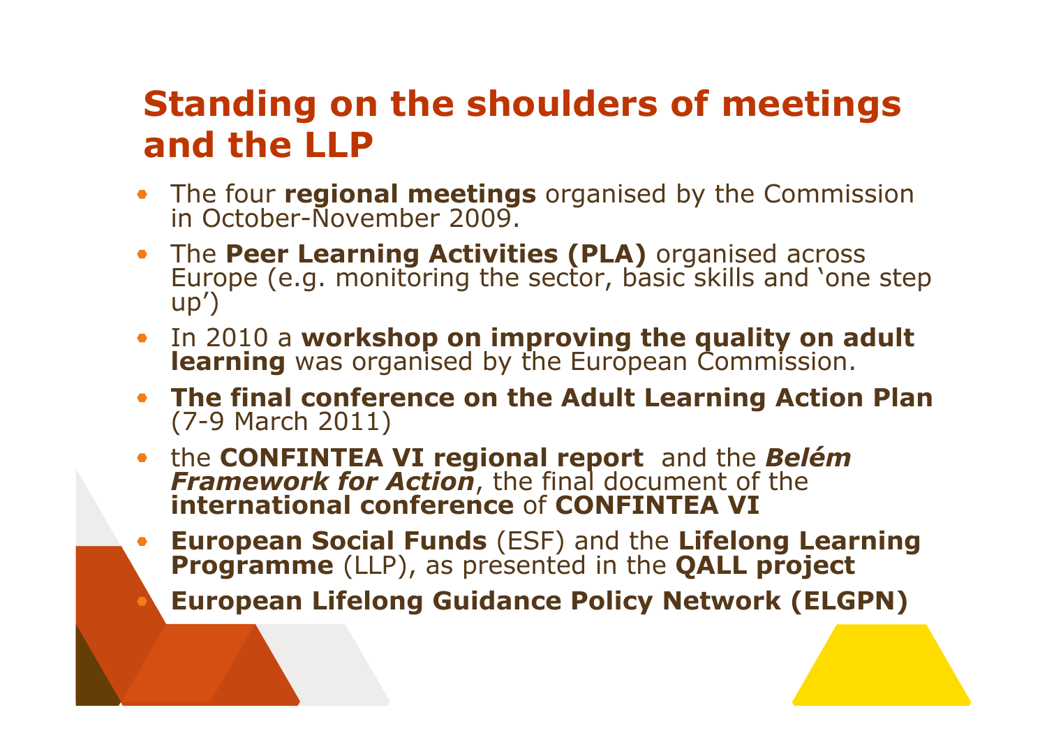# Standing on the shoulders of meetings and the LLP

- The four **regional meetings** organised by the Commission in October-November 2009.
- The **Peer Learning Activities (PLA)** organised across Europe (e.g. monitoring the sector, basic skills and 'one step up')
- In 2010 a **workshop on improving the quality on adult learning** was organised by the European Commission.
- **The final conference on the Adult Learning Action Plan** (7-9 March 2011)
- the **CONFINTEA VI regional report** and the ***Belém Framework for Action***, the final document of the **international conference** of **CONFINTEA VI**
- **European Social Funds** (ESF) and the **Lifelong Learning Programme** (LLP), as presented in the **QALL project**
- **European Lifelong Guidance Policy Network (ELGPN)**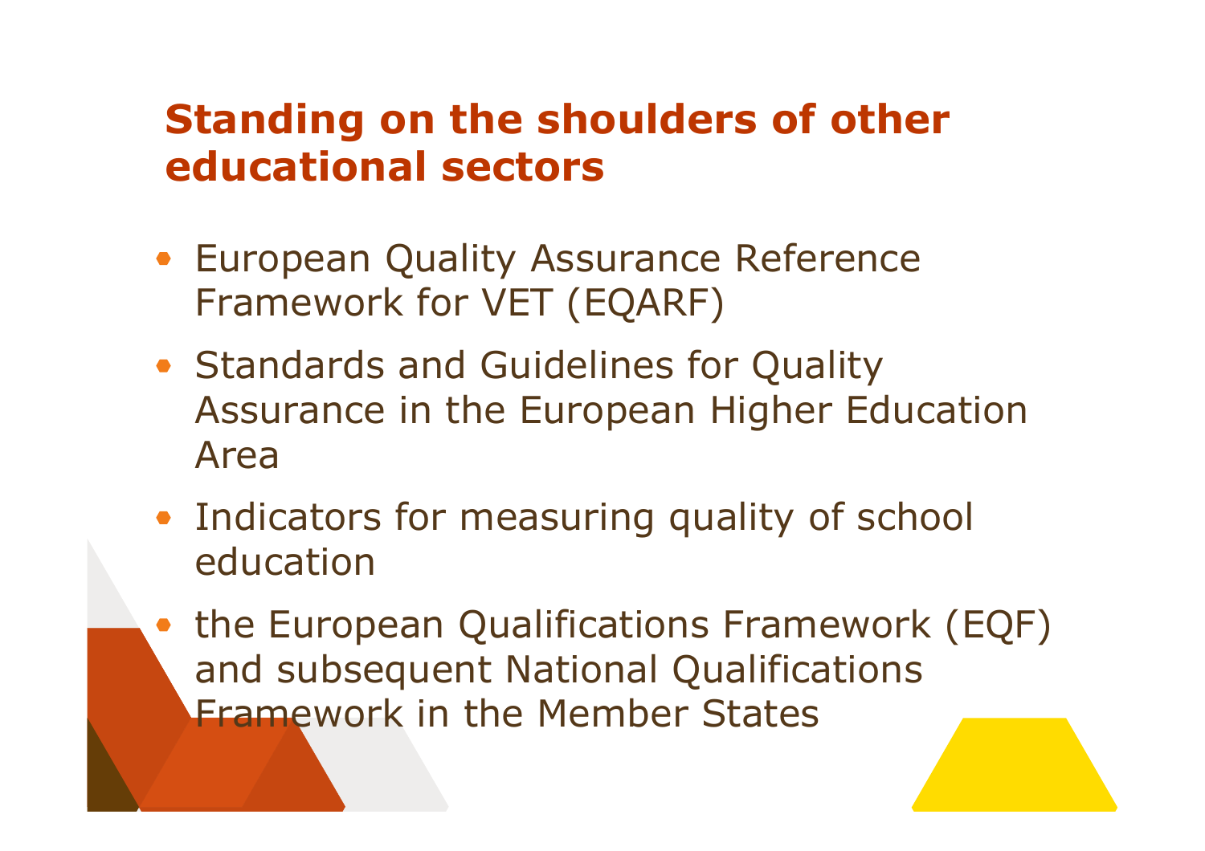## Standing on the shoulders of other educational sectors

- European Quality Assurance Reference Framework for VET (EQARF)
- Standards and Guidelines for Quality Assurance in the European Higher Education Area
- Indicators for measuring quality of school education
- the European Qualifications Framework (EQF) and subsequent National Qualifications Framework in the Member States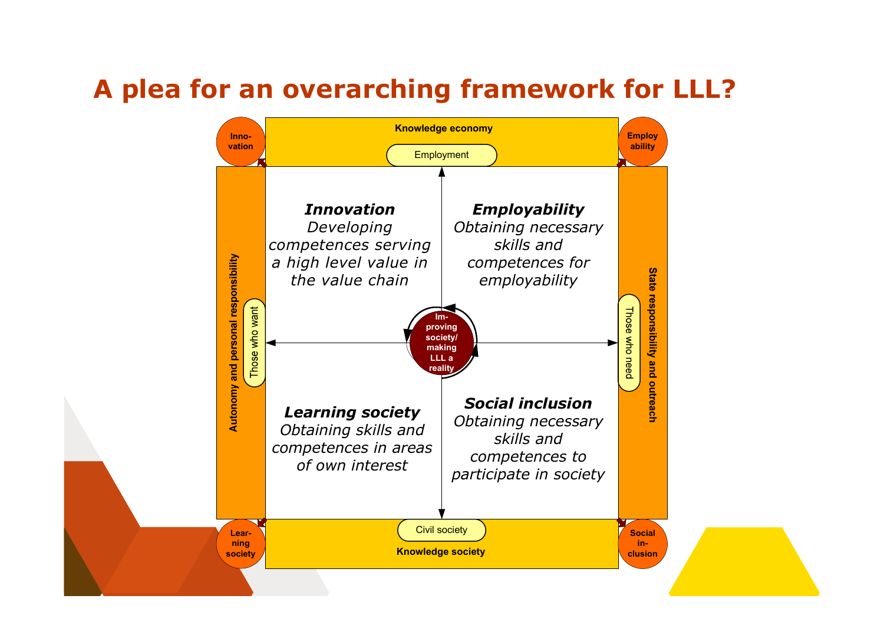# A plea for an overarching framework for LLL?

Knowledge economy

Employment

Inno-vation

Employ ability

Autonomy and personal responsibility

Those who want

State responsibility and outreach

Those who need

***Innovation***
*Developing competences serving a high level value in the value chain*

***Employability***
*Obtaining necessary skills and competences for employability*

Im-proving society/ making LLL a reality

***Learning society***
*Obtaining skills and competences in areas of own interest*

***Social inclusion***
*Obtaining necessary skills and competences to participate in society*

Civil society

Knowledge society

Lear-ning society

Social in-clusion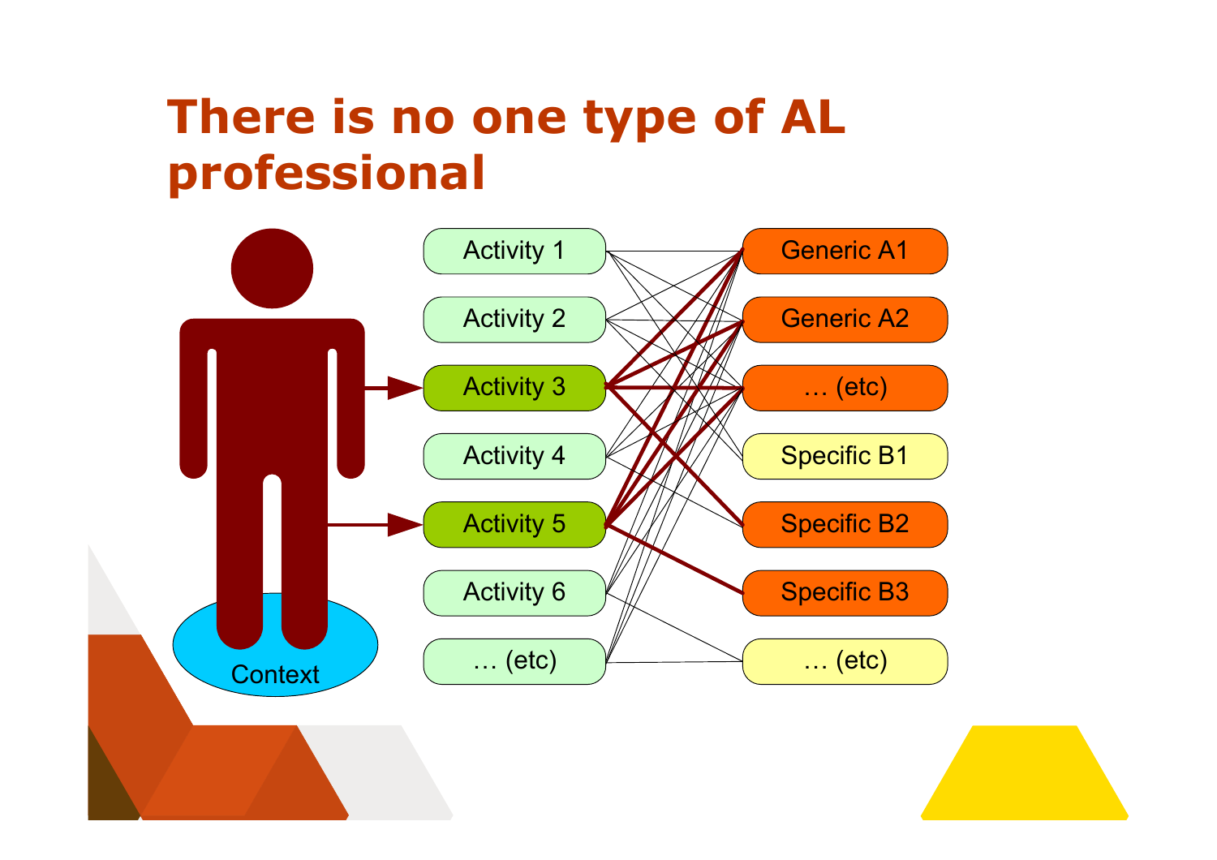# There is no one type of AL professional

Context

Activity 1
Activity 2
Activity 3
Activity 4
Activity 5
Activity 6
… (etc)

Generic A1
Generic A2
… (etc)
Specific B1
Specific B2
Specific B3
… (etc)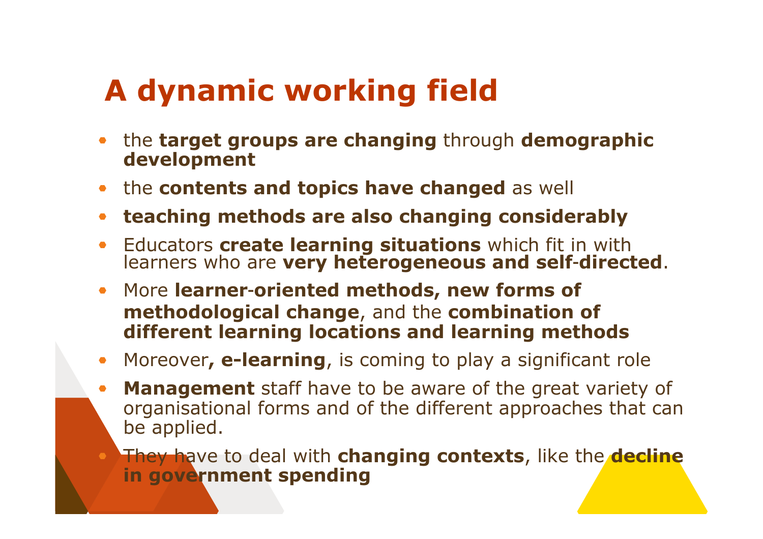# A dynamic working field

- the **target groups are changing** through **demographic development**
- the **contents and topics have changed** as well
- **teaching methods are also changing considerably**
- Educators **create learning situations** which fit in with learners who are **very heterogeneous and self-directed**.
- More **learner-oriented methods, new forms of methodological change**, and the **combination of different learning locations and learning methods**
- Moreover**, e-learning**, is coming to play a significant role
- **Management** staff have to be aware of the great variety of organisational forms and of the different approaches that can be applied.
- They have to deal with **changing contexts**, like the **decline in government spending**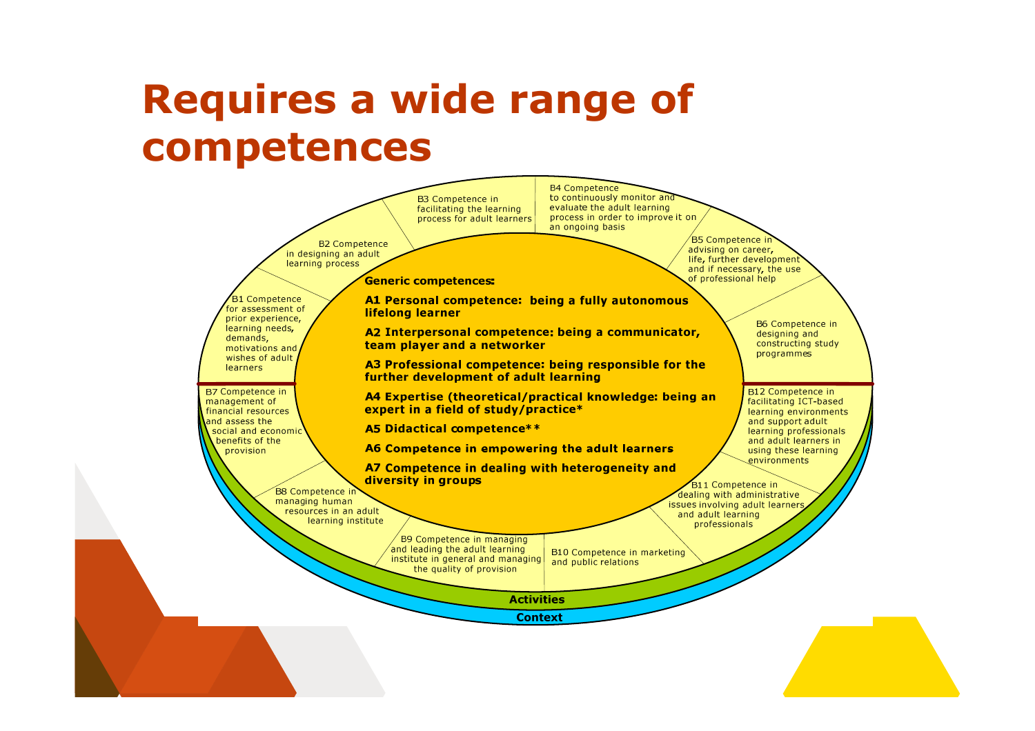# Requires a wide range of competences

**Generic competences:**

**A1 Personal competence: being a fully autonomous lifelong learner**

**A2 Interpersonal competence: being a communicator, team player and a networker**

**A3 Professional competence: being responsible for the further development of adult learning**

**A4 Expertise (theoretical/practical knowledge: being an expert in a field of study/practice***

**A5 Didactical competence****

**A6 Competence in empowering the adult learners**

**A7 Competence in dealing with heterogeneity and diversity in groups**

B1 Competence for assessment of prior experience, learning needs, demands, motivations and wishes of adult learners

B2 Competence in designing an adult learning process

B3 Competence in facilitating the learning process for adult learners

B4 Competence to continuously monitor and evaluate the adult learning process in order to improve it on an ongoing basis

B5 Competence in advising on career, life, further development and if necessary, the use of professional help

B6 Competence in designing and constructing study programmes

B7 Competence in management of financial resources and assess the social and economic benefits of the provision

B8 Competence in managing human resources in an adult learning institute

B9 Competence in managing and leading the adult learning institute in general and managing the quality of provision

B10 Competence in marketing and public relations

B11 Competence in dealing with administrative issues involving adult learners and adult learning professionals

B12 Competence in facilitating ICT-based learning environments and support adult learning professionals and adult learners in using these learning environments

**Activities**

**Context**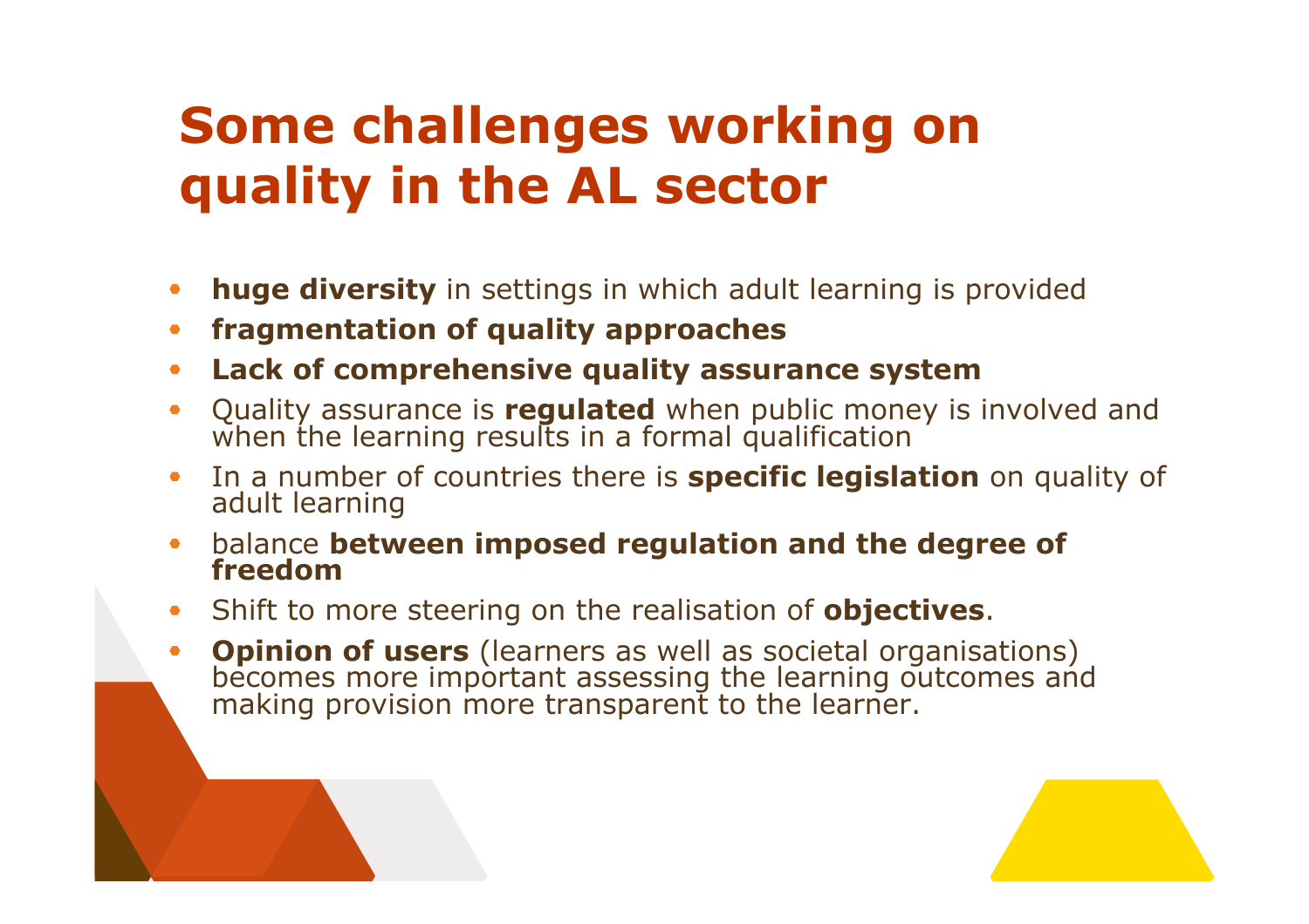# Some challenges working on quality in the AL sector

- **huge diversity** in settings in which adult learning is provided
- **fragmentation of quality approaches**
- **Lack of comprehensive quality assurance system**
- Quality assurance is **regulated** when public money is involved and when the learning results in a formal qualification
- In a number of countries there is **specific legislation** on quality of adult learning
- balance **between imposed regulation and the degree of freedom**
- Shift to more steering on the realisation of **objectives**.
- **Opinion of users** (learners as well as societal organisations) becomes more important assessing the learning outcomes and making provision more transparent to the learner.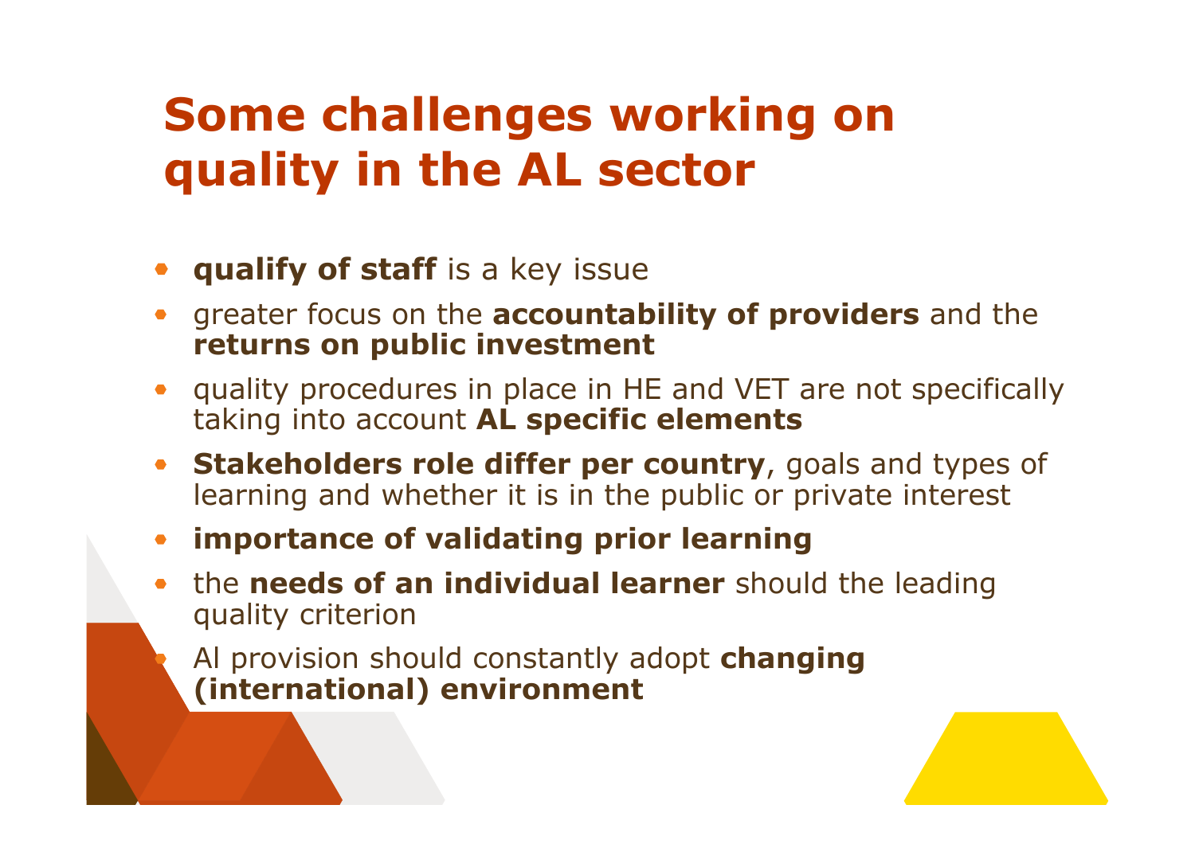# Some challenges working on quality in the AL sector

- **qualify of staff** is a key issue
- greater focus on the **accountability of providers** and the **returns on public investment**
- quality procedures in place in HE and VET are not specifically taking into account **AL specific elements**
- **Stakeholders role differ per country**, goals and types of learning and whether it is in the public or private interest
- **importance of validating prior learning**
- the **needs of an individual learner** should the leading quality criterion
- Al provision should constantly adopt **changing (international) environment**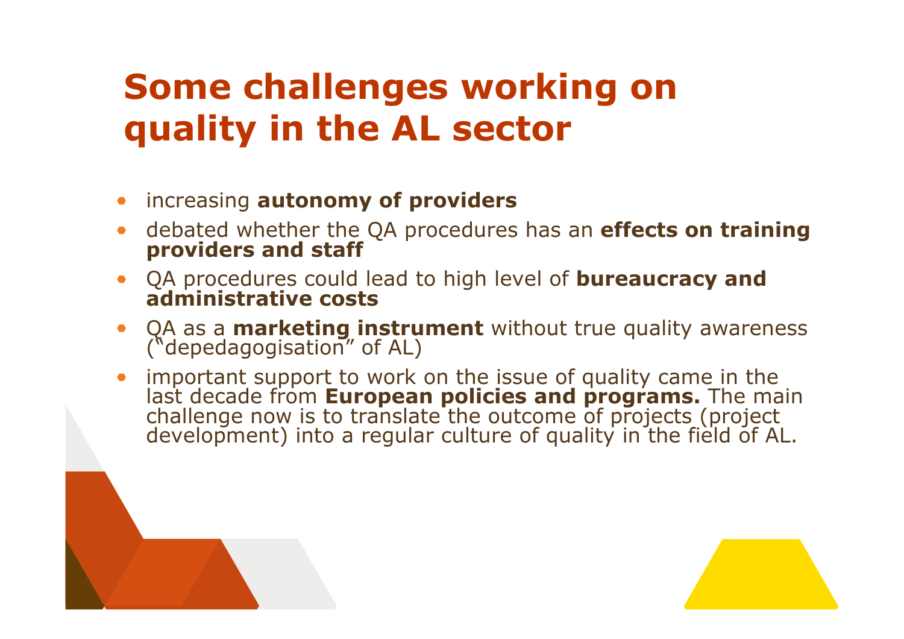# Some challenges working on quality in the AL sector

- increasing **autonomy of providers**
- debated whether the QA procedures has an **effects on training providers and staff**
- QA procedures could lead to high level of **bureaucracy and administrative costs**
- QA as a **marketing instrument** without true quality awareness ("depedagogisation" of AL)
- important support to work on the issue of quality came in the last decade from **European policies and programs.** The main challenge now is to translate the outcome of projects (project development) into a regular culture of quality in the field of AL.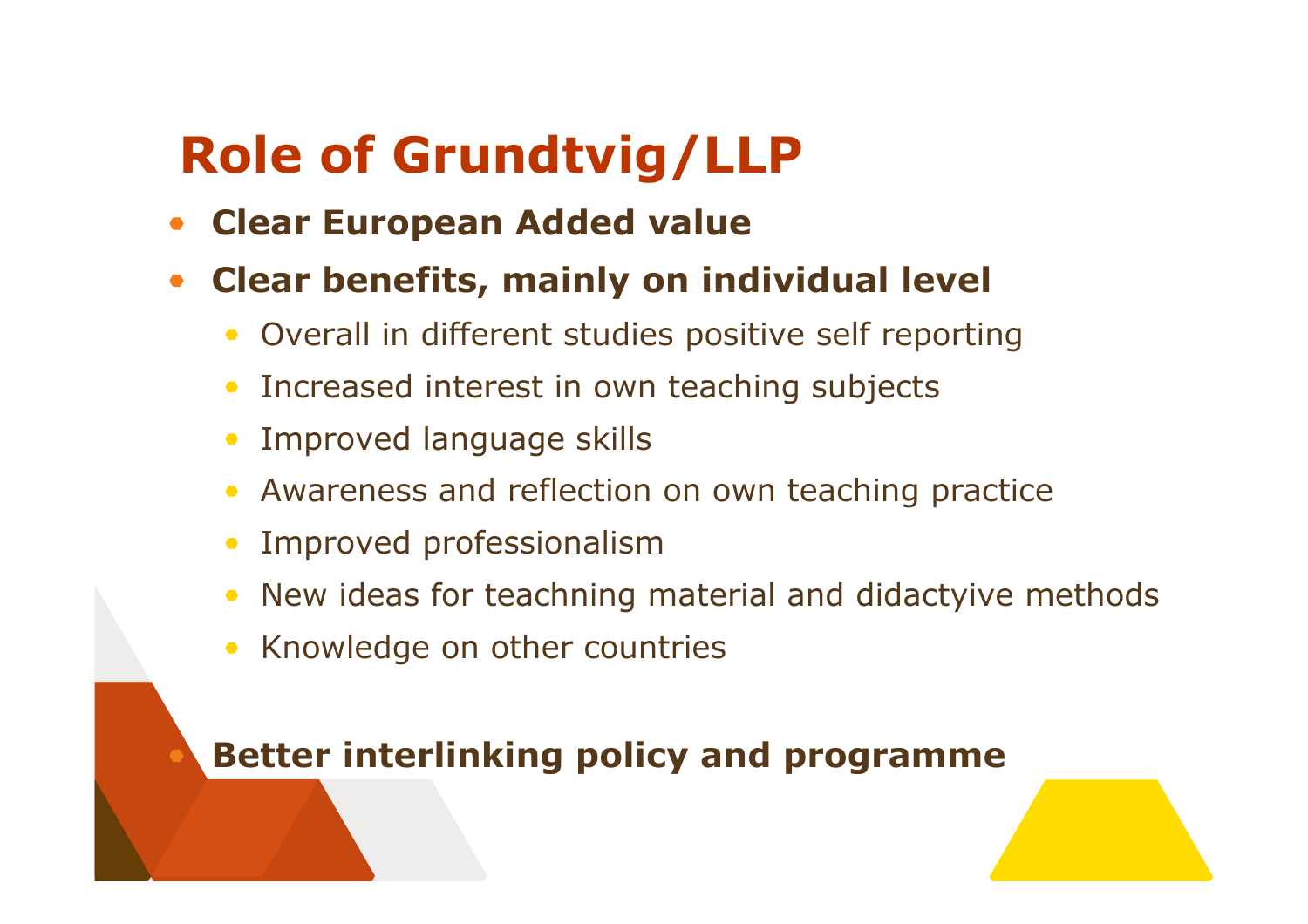# Role of Grundtvig/LLP

- **Clear European Added value**
- **Clear benefits, mainly on individual level**
  - Overall in different studies positive self reporting
  - Increased interest in own teaching subjects
  - Improved language skills
  - Awareness and reflection on own teaching practice
  - Improved professionalism
  - New ideas for teachning material and didactyive methods
  - Knowledge on other countries
- **Better interlinking policy and programme**